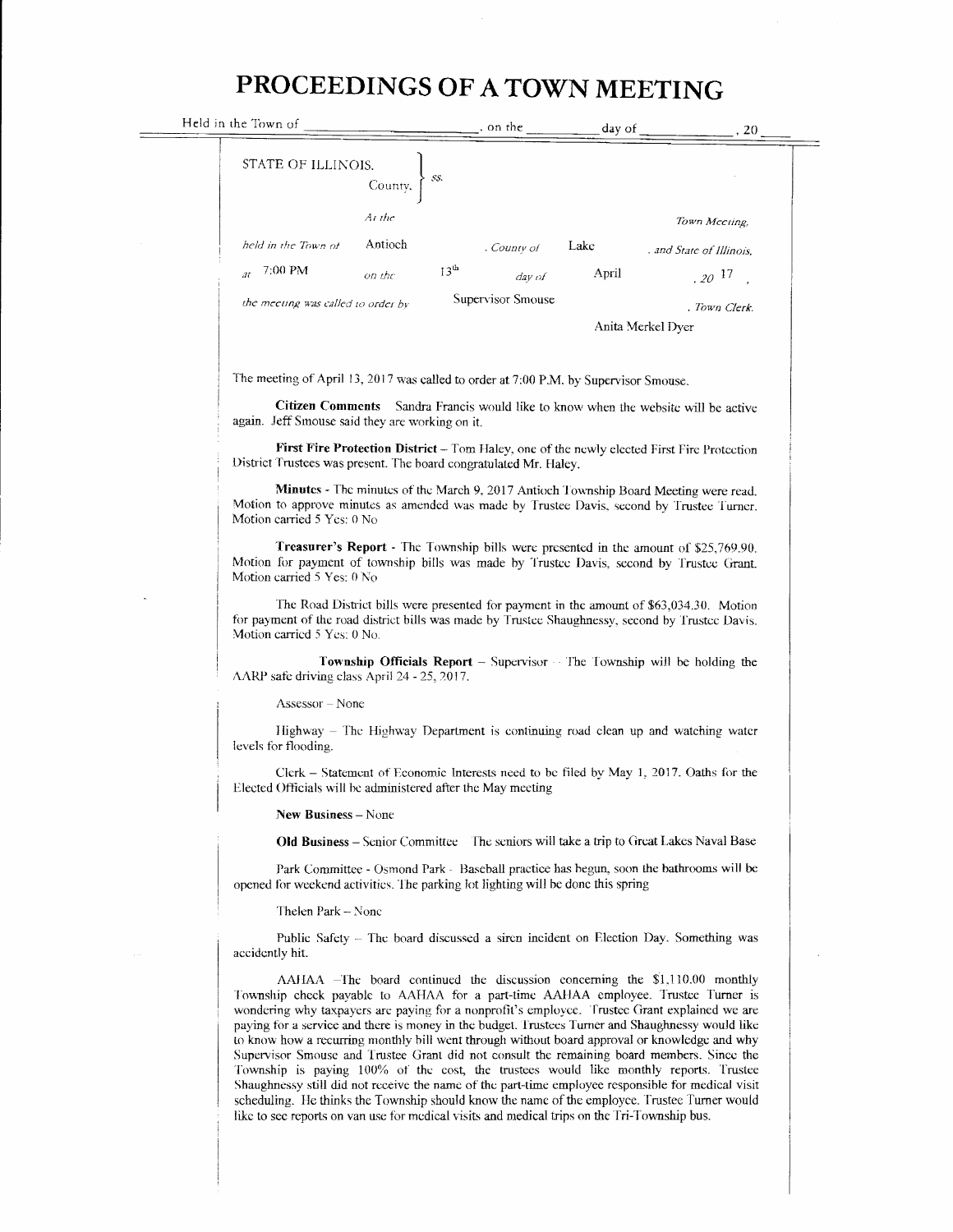# PROCEEDINGS OF A TOWN MEETING

Held in the Town of \_\_\_\_\_\_\_\_\_\_, on the \_\_\_\_\_\_ day of \_\_\_\_\_\_\_\_, 20\_\_\_

STATE OF ILLINOIS, County, } ss.

*At the* Town Meeting, *held in the Town of* Antioch, *County of* Lake, *and State of Illinois, at* 7:00 PM *on the* 13th *day of* April, *20* 17, *the meeting was called to order by* Supervisor Smouse, *Town Clerk.* Anita Merkel Dyer

The meeting of April 13, 2017 was called to order at 7:00 P.M. by Supervisor Smouse.

**Citizen Comments** Sandra Francis would like to know when the website will be active again. Jeff Smouse said they are working on it.

**First Fire Protection District** – Tom Haley, one of the newly elected First Fire Protection District Trustees was present. The board congratulated Mr. Haley.

**Minutes** - The minutes of the March 9, 2017 Antioch Township Board Meeting were read. Motion to approve minutes as amended was made by Trustee Davis, second by Trustee Turner. Motion carried 5 Yes: 0 No

**Treasurer's Report** - The Township bills were presented in the amount of $25,769.90. Motion for payment of township bills was made by Trustee Davis, second by Trustee Grant. Motion carried 5 Yes: 0 No

The Road District bills were presented for payment in the amount of $63,034.30. Motion for payment of the road district bills was made by Trustee Shaughnessy, second by Trustee Davis. Motion carried 5 Yes: 0 No.

**Township Officials Report** – Supervisor – The Township will be holding the AARP safe driving class April 24 - 25, 2017.

Assessor – None

Highway – The Highway Department is continuing road clean up and watching water levels for flooding.

Clerk – Statement of Economic Interests need to be filed by May 1, 2017. Oaths for the Elected Officials will be administered after the May meeting

**New Business** – None

**Old Business** – Senior Committee – The seniors will take a trip to Great Lakes Naval Base

Park Committee - Osmond Park - Baseball practice has begun, soon the bathrooms will be opened for weekend activities. The parking lot lighting will be done this spring

Thelen Park – None

Public Safety – The board discussed a siren incident on Election Day. Something was accidently hit.

AAHAA –The board continued the discussion concerning the $1,110.00 monthly Township check payable to AAHAA for a part-time AAHAA employee. Trustee Turner is wondering why taxpayers are paying for a nonprofit's employee. Trustee Grant explained we are paying for a service and there is money in the budget. Trustees Turner and Shaughnessy would like to know how a recurring monthly bill went through without board approval or knowledge and why Supervisor Smouse and Trustee Grant did not consult the remaining board members. Since the Township is paying 100% of the cost, the trustees would like monthly reports. Trustee Shaughnessy still did not receive the name of the part-time employee responsible for medical visit scheduling. He thinks the Township should know the name of the employee. Trustee Turner would like to see reports on van use for medical visits and medical trips on the Tri-Township bus.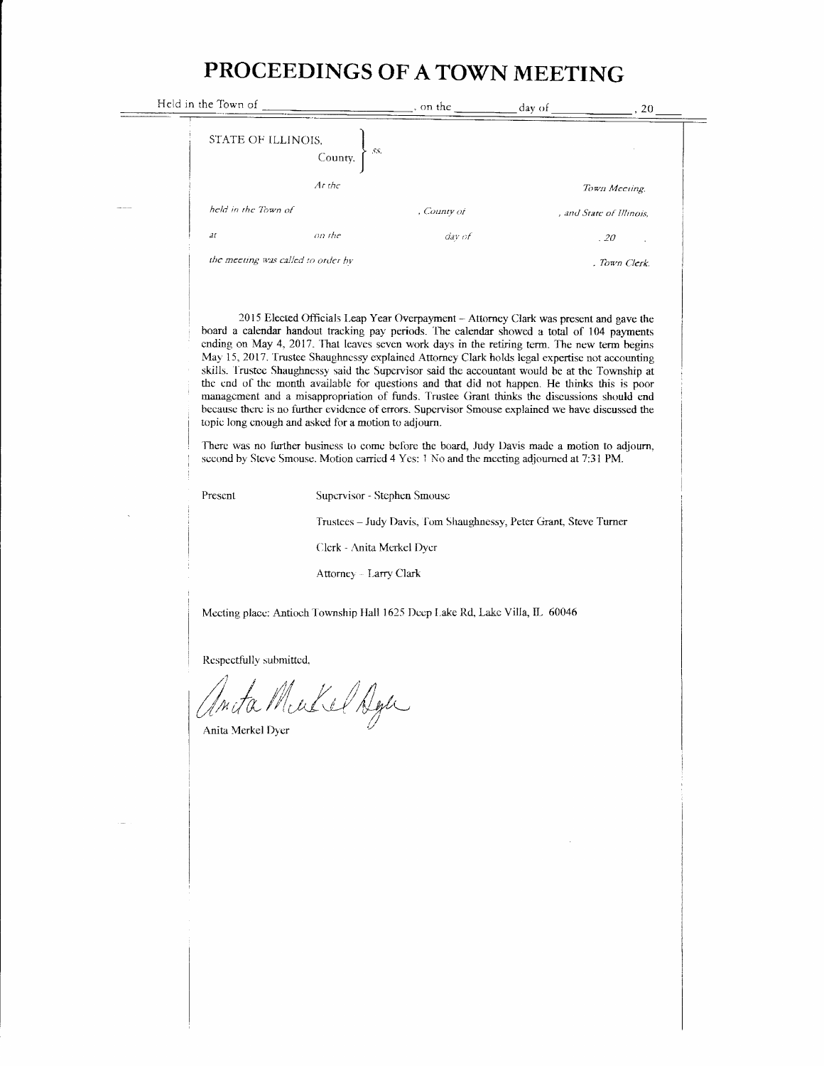# PROCEEDINGS OF A TOWN MEETING

Held in the Town of \_\_\_\_\_\_\_\_\_\_\_\_\_\_\_\_\_\_, on the \_\_\_\_\_\_\_\_ day of \_\_\_\_\_\_\_\_\_\_\_\_, 20 \_\_\_\_

STATE OF ILLINOIS, County. } ss.

*At the* *Town Meeting,*

*held in the Town of* *, County of* *, and State of Illinois,*

*at* *on the* *day of* *, 20*

*the meeting was called to order by* *, Town Clerk.*

2015 Elected Officials Leap Year Overpayment – Attorney Clark was present and gave the board a calendar handout tracking pay periods. The calendar showed a total of 104 payments ending on May 4, 2017. That leaves seven work days in the retiring term. The new term begins May 15, 2017. Trustee Shaughnessy explained Attorney Clark holds legal expertise not accounting skills. Trustee Shaughnessy said the Supervisor said the accountant would be at the Township at the end of the month available for questions and that did not happen. He thinks this is poor management and a misappropriation of funds. Trustee Grant thinks the discussions should end because there is no further evidence of errors. Supervisor Smouse explained we have discussed the topic long enough and asked for a motion to adjourn.

There was no further business to come before the board, Judy Davis made a motion to adjourn, second by Steve Smouse. Motion carried 4 Yes: 1 No and the meeting adjourned at 7:31 PM.

Present Supervisor - Stephen Smouse

Trustees – Judy Davis, Tom Shaughnessy, Peter Grant, Steve Turner

Clerk - Anita Merkel Dyer

Attorney – Larry Clark

Meeting place: Antioch Township Hall 1625 Deep Lake Rd, Lake Villa, IL 60046

Respectfully submitted,

*Anita Merkel Dyer*

Anita Merkel Dyer